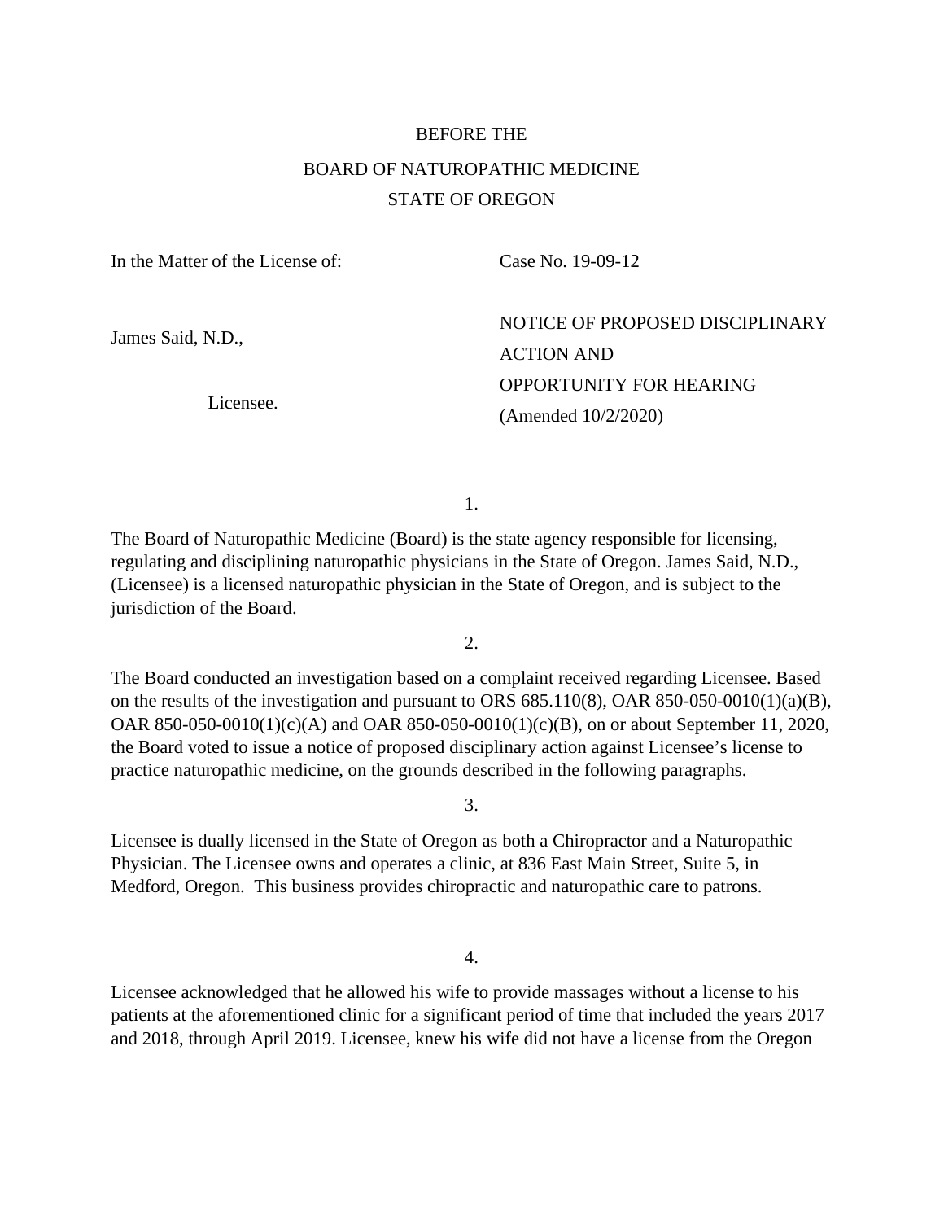BEFORE THE

BOARD OF NATUROPATHIC MEDICINE

STATE OF OREGON

| In the Matter of the License of: | Case No. 19-09-12 |
| --- | --- |
| James Said, N.D., | NOTICE OF PROPOSED DISCIPLINARY ACTION AND OPPORTUNITY FOR HEARING (Amended 10/2/2020) |
| Licensee. | |

1.

The Board of Naturopathic Medicine (Board) is the state agency responsible for licensing, regulating and disciplining naturopathic physicians in the State of Oregon. James Said, N.D., (Licensee) is a licensed naturopathic physician in the State of Oregon, and is subject to the jurisdiction of the Board.

2.

The Board conducted an investigation based on a complaint received regarding Licensee. Based on the results of the investigation and pursuant to ORS 685.110(8), OAR 850-050-0010(1)(a)(B), OAR 850-050-0010(1)(c)(A) and OAR 850-050-0010(1)(c)(B), on or about September 11, 2020, the Board voted to issue a notice of proposed disciplinary action against Licensee's license to practice naturopathic medicine, on the grounds described in the following paragraphs.

3.

Licensee is dually licensed in the State of Oregon as both a Chiropractor and a Naturopathic Physician. The Licensee owns and operates a clinic, at 836 East Main Street, Suite 5, in Medford, Oregon. This business provides chiropractic and naturopathic care to patrons.

4.

Licensee acknowledged that he allowed his wife to provide massages without a license to his patients at the aforementioned clinic for a significant period of time that included the years 2017 and 2018, through April 2019. Licensee, knew his wife did not have a license from the Oregon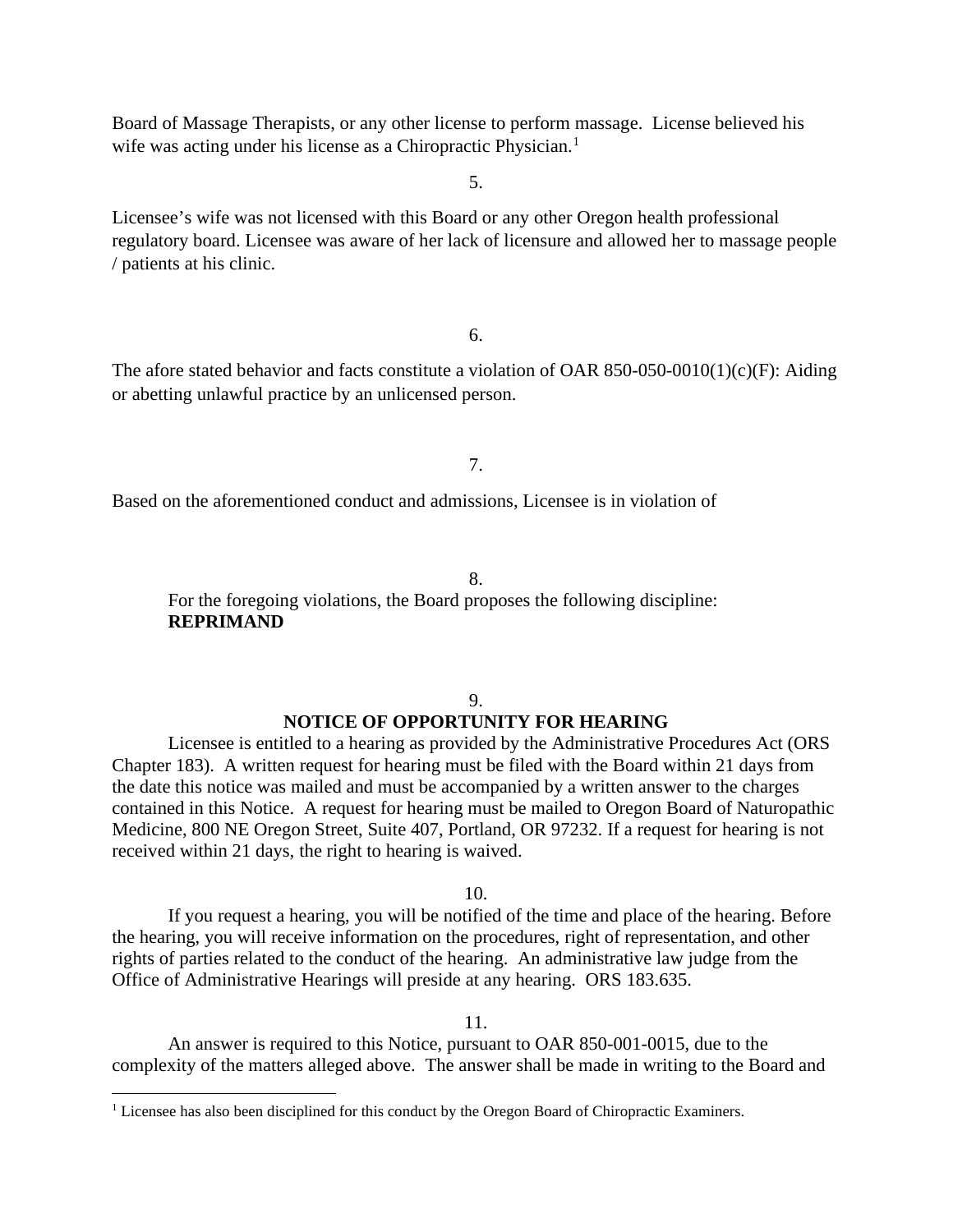Board of Massage Therapists, or any other license to perform massage. License believed his wife was acting under his license as a Chiropractic Physician.[1]

5.

Licensee's wife was not licensed with this Board or any other Oregon health professional regulatory board. Licensee was aware of her lack of licensure and allowed her to massage people / patients at his clinic.

6.

The afore stated behavior and facts constitute a violation of OAR 850-050-0010(1)(c)(F): Aiding or abetting unlawful practice by an unlicensed person.

7.

Based on the aforementioned conduct and admissions, Licensee is in violation of

8.

For the foregoing violations, the Board proposes the following discipline:
**REPRIMAND**

9.

**NOTICE OF OPPORTUNITY FOR HEARING**

Licensee is entitled to a hearing as provided by the Administrative Procedures Act (ORS Chapter 183). A written request for hearing must be filed with the Board within 21 days from the date this notice was mailed and must be accompanied by a written answer to the charges contained in this Notice. A request for hearing must be mailed to Oregon Board of Naturopathic Medicine, 800 NE Oregon Street, Suite 407, Portland, OR 97232. If a request for hearing is not received within 21 days, the right to hearing is waived.

10.

If you request a hearing, you will be notified of the time and place of the hearing. Before the hearing, you will receive information on the procedures, right of representation, and other rights of parties related to the conduct of the hearing. An administrative law judge from the Office of Administrative Hearings will preside at any hearing. ORS 183.635.

11.

An answer is required to this Notice, pursuant to OAR 850-001-0015, due to the complexity of the matters alleged above. The answer shall be made in writing to the Board and

---

[1] Licensee has also been disciplined for this conduct by the Oregon Board of Chiropractic Examiners.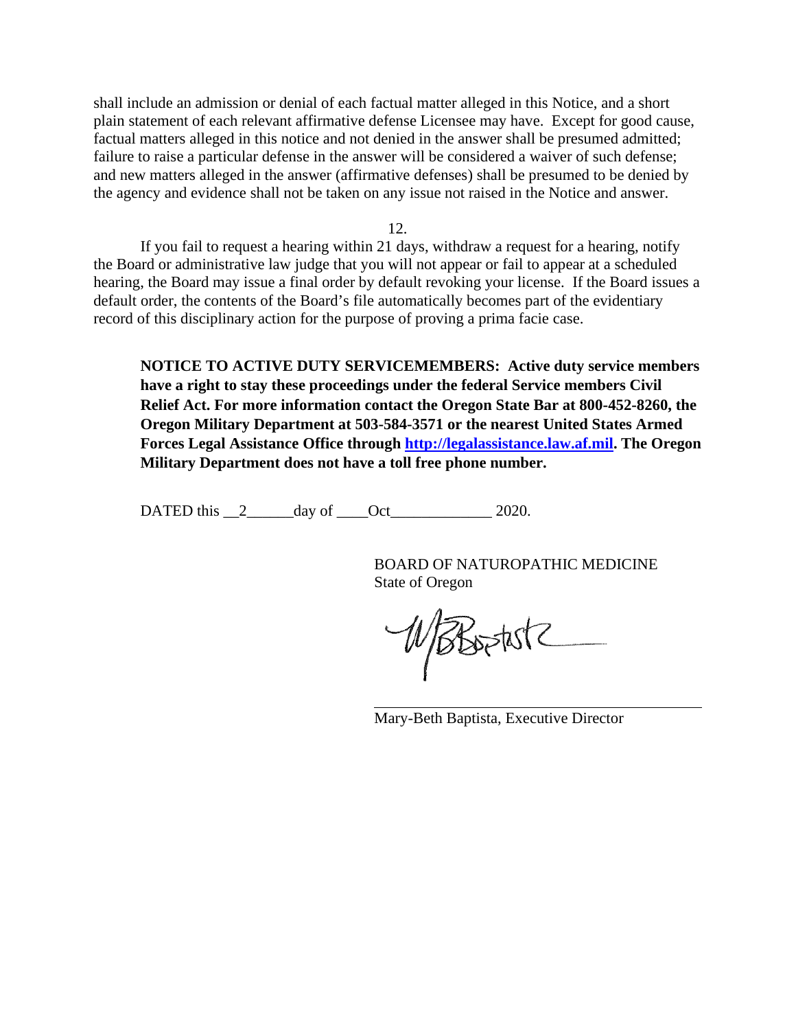shall include an admission or denial of each factual matter alleged in this Notice, and a short plain statement of each relevant affirmative defense Licensee may have. Except for good cause, factual matters alleged in this notice and not denied in the answer shall be presumed admitted; failure to raise a particular defense in the answer will be considered a waiver of such defense; and new matters alleged in the answer (affirmative defenses) shall be presumed to be denied by the agency and evidence shall not be taken on any issue not raised in the Notice and answer.

12.

If you fail to request a hearing within 21 days, withdraw a request for a hearing, notify the Board or administrative law judge that you will not appear or fail to appear at a scheduled hearing, the Board may issue a final order by default revoking your license. If the Board issues a default order, the contents of the Board's file automatically becomes part of the evidentiary record of this disciplinary action for the purpose of proving a prima facie case.

**NOTICE TO ACTIVE DUTY SERVICEMEMBERS: Active duty service members have a right to stay these proceedings under the federal Service members Civil Relief Act. For more information contact the Oregon State Bar at 800-452-8260, the Oregon Military Department at 503-584-3571 or the nearest United States Armed Forces Legal Assistance Office through [http://legalassistance.law.af.mil](http://legalassistance.law.af.mil). The Oregon Military Department does not have a toll free phone number.**

DATED this __2______day of ____Oct_____________ 2020.

BOARD OF NATUROPATHIC MEDICINE
State of Oregon

Mary-Beth Baptista, Executive Director